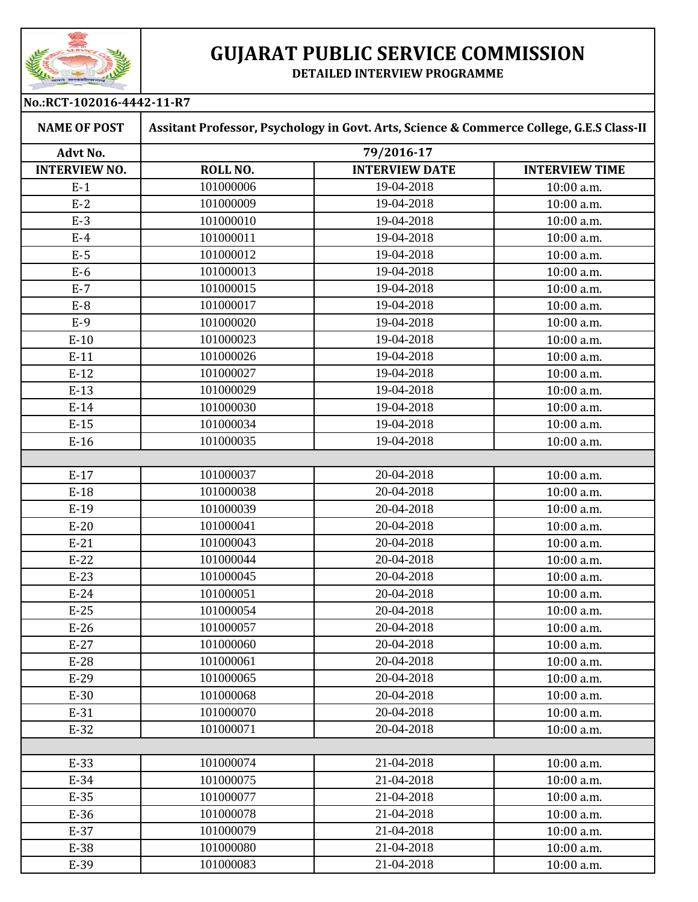# GUJARAT PUBLIC SERVICE COMMISSION

**DETAILED INTERVIEW PROGRAMME**

**No.:RCT-102016-4442-11-R7**

| **NAME OF POST** | **Assitant Professor, Psychology in Govt. Arts, Science & Commerce College, G.E.S Class-II** | | |
|---|---|---|---|
| **Advt No.** | **79/2016-17** | | |
| **INTERVIEW NO.** | **ROLL NO.** | **INTERVIEW DATE** | **INTERVIEW TIME** |
| E-1 | 101000006 | 19-04-2018 | 10:00 a.m. |
| E-2 | 101000009 | 19-04-2018 | 10:00 a.m. |
| E-3 | 101000010 | 19-04-2018 | 10:00 a.m. |
| E-4 | 101000011 | 19-04-2018 | 10:00 a.m. |
| E-5 | 101000012 | 19-04-2018 | 10:00 a.m. |
| E-6 | 101000013 | 19-04-2018 | 10:00 a.m. |
| E-7 | 101000015 | 19-04-2018 | 10:00 a.m. |
| E-8 | 101000017 | 19-04-2018 | 10:00 a.m. |
| E-9 | 101000020 | 19-04-2018 | 10:00 a.m. |
| E-10 | 101000023 | 19-04-2018 | 10:00 a.m. |
| E-11 | 101000026 | 19-04-2018 | 10:00 a.m. |
| E-12 | 101000027 | 19-04-2018 | 10:00 a.m. |
| E-13 | 101000029 | 19-04-2018 | 10:00 a.m. |
| E-14 | 101000030 | 19-04-2018 | 10:00 a.m. |
| E-15 | 101000034 | 19-04-2018 | 10:00 a.m. |
| E-16 | 101000035 | 19-04-2018 | 10:00 a.m. |
| | | | |
| E-17 | 101000037 | 20-04-2018 | 10:00 a.m. |
| E-18 | 101000038 | 20-04-2018 | 10:00 a.m. |
| E-19 | 101000039 | 20-04-2018 | 10:00 a.m. |
| E-20 | 101000041 | 20-04-2018 | 10:00 a.m. |
| E-21 | 101000043 | 20-04-2018 | 10:00 a.m. |
| E-22 | 101000044 | 20-04-2018 | 10:00 a.m. |
| E-23 | 101000045 | 20-04-2018 | 10:00 a.m. |
| E-24 | 101000051 | 20-04-2018 | 10:00 a.m. |
| E-25 | 101000054 | 20-04-2018 | 10:00 a.m. |
| E-26 | 101000057 | 20-04-2018 | 10:00 a.m. |
| E-27 | 101000060 | 20-04-2018 | 10:00 a.m. |
| E-28 | 101000061 | 20-04-2018 | 10:00 a.m. |
| E-29 | 101000065 | 20-04-2018 | 10:00 a.m. |
| E-30 | 101000068 | 20-04-2018 | 10:00 a.m. |
| E-31 | 101000070 | 20-04-2018 | 10:00 a.m. |
| E-32 | 101000071 | 20-04-2018 | 10:00 a.m. |
| | | | |
| E-33 | 101000074 | 21-04-2018 | 10:00 a.m. |
| E-34 | 101000075 | 21-04-2018 | 10:00 a.m. |
| E-35 | 101000077 | 21-04-2018 | 10:00 a.m. |
| E-36 | 101000078 | 21-04-2018 | 10:00 a.m. |
| E-37 | 101000079 | 21-04-2018 | 10:00 a.m. |
| E-38 | 101000080 | 21-04-2018 | 10:00 a.m. |
| E-39 | 101000083 | 21-04-2018 | 10:00 a.m. |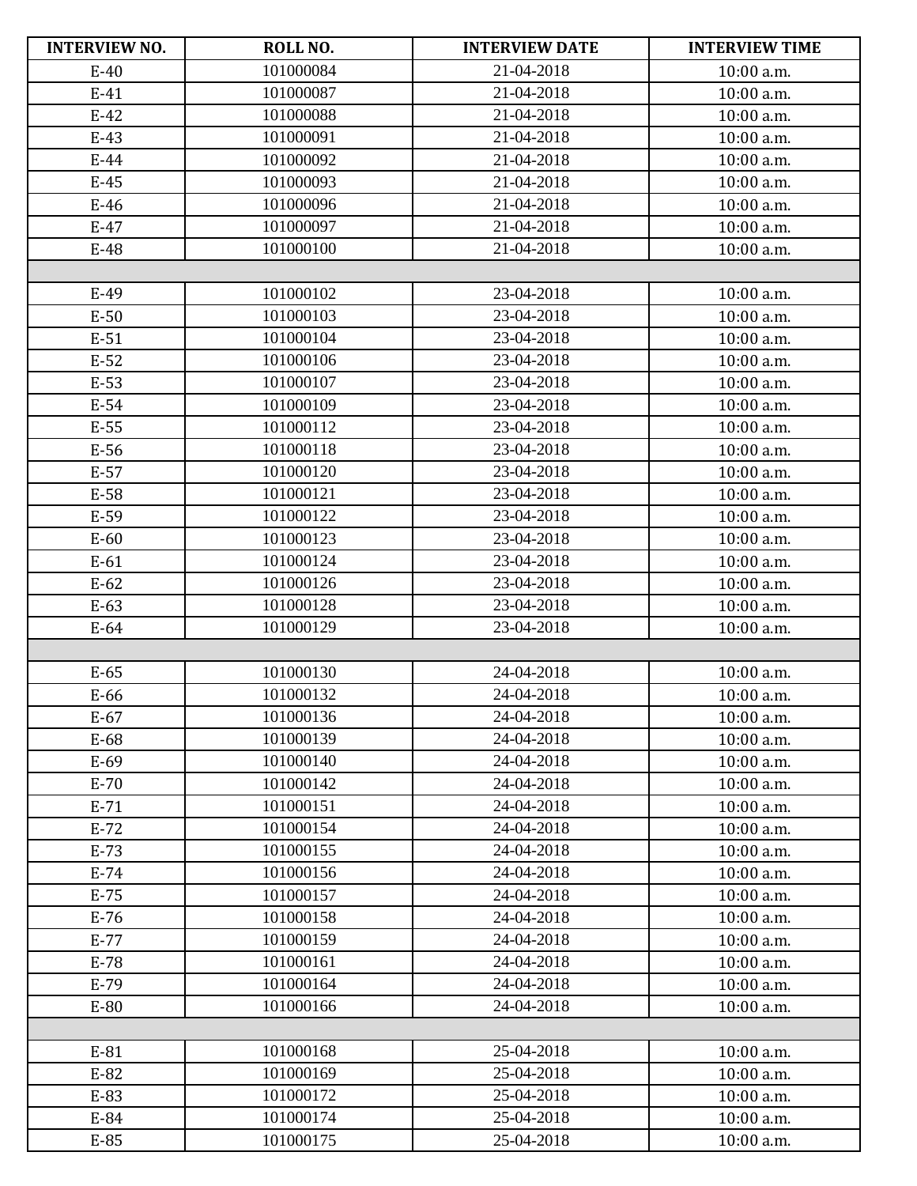| INTERVIEW NO. | ROLL NO. | INTERVIEW DATE | INTERVIEW TIME |
|---|---|---|---|
| E-40 | 101000084 | 21-04-2018 | 10:00 a.m. |
| E-41 | 101000087 | 21-04-2018 | 10:00 a.m. |
| E-42 | 101000088 | 21-04-2018 | 10:00 a.m. |
| E-43 | 101000091 | 21-04-2018 | 10:00 a.m. |
| E-44 | 101000092 | 21-04-2018 | 10:00 a.m. |
| E-45 | 101000093 | 21-04-2018 | 10:00 a.m. |
| E-46 | 101000096 | 21-04-2018 | 10:00 a.m. |
| E-47 | 101000097 | 21-04-2018 | 10:00 a.m. |
| E-48 | 101000100 | 21-04-2018 | 10:00 a.m. |
| | | | |
| E-49 | 101000102 | 23-04-2018 | 10:00 a.m. |
| E-50 | 101000103 | 23-04-2018 | 10:00 a.m. |
| E-51 | 101000104 | 23-04-2018 | 10:00 a.m. |
| E-52 | 101000106 | 23-04-2018 | 10:00 a.m. |
| E-53 | 101000107 | 23-04-2018 | 10:00 a.m. |
| E-54 | 101000109 | 23-04-2018 | 10:00 a.m. |
| E-55 | 101000112 | 23-04-2018 | 10:00 a.m. |
| E-56 | 101000118 | 23-04-2018 | 10:00 a.m. |
| E-57 | 101000120 | 23-04-2018 | 10:00 a.m. |
| E-58 | 101000121 | 23-04-2018 | 10:00 a.m. |
| E-59 | 101000122 | 23-04-2018 | 10:00 a.m. |
| E-60 | 101000123 | 23-04-2018 | 10:00 a.m. |
| E-61 | 101000124 | 23-04-2018 | 10:00 a.m. |
| E-62 | 101000126 | 23-04-2018 | 10:00 a.m. |
| E-63 | 101000128 | 23-04-2018 | 10:00 a.m. |
| E-64 | 101000129 | 23-04-2018 | 10:00 a.m. |
| | | | |
| E-65 | 101000130 | 24-04-2018 | 10:00 a.m. |
| E-66 | 101000132 | 24-04-2018 | 10:00 a.m. |
| E-67 | 101000136 | 24-04-2018 | 10:00 a.m. |
| E-68 | 101000139 | 24-04-2018 | 10:00 a.m. |
| E-69 | 101000140 | 24-04-2018 | 10:00 a.m. |
| E-70 | 101000142 | 24-04-2018 | 10:00 a.m. |
| E-71 | 101000151 | 24-04-2018 | 10:00 a.m. |
| E-72 | 101000154 | 24-04-2018 | 10:00 a.m. |
| E-73 | 101000155 | 24-04-2018 | 10:00 a.m. |
| E-74 | 101000156 | 24-04-2018 | 10:00 a.m. |
| E-75 | 101000157 | 24-04-2018 | 10:00 a.m. |
| E-76 | 101000158 | 24-04-2018 | 10:00 a.m. |
| E-77 | 101000159 | 24-04-2018 | 10:00 a.m. |
| E-78 | 101000161 | 24-04-2018 | 10:00 a.m. |
| E-79 | 101000164 | 24-04-2018 | 10:00 a.m. |
| E-80 | 101000166 | 24-04-2018 | 10:00 a.m. |
| | | | |
| E-81 | 101000168 | 25-04-2018 | 10:00 a.m. |
| E-82 | 101000169 | 25-04-2018 | 10:00 a.m. |
| E-83 | 101000172 | 25-04-2018 | 10:00 a.m. |
| E-84 | 101000174 | 25-04-2018 | 10:00 a.m. |
| E-85 | 101000175 | 25-04-2018 | 10:00 a.m. |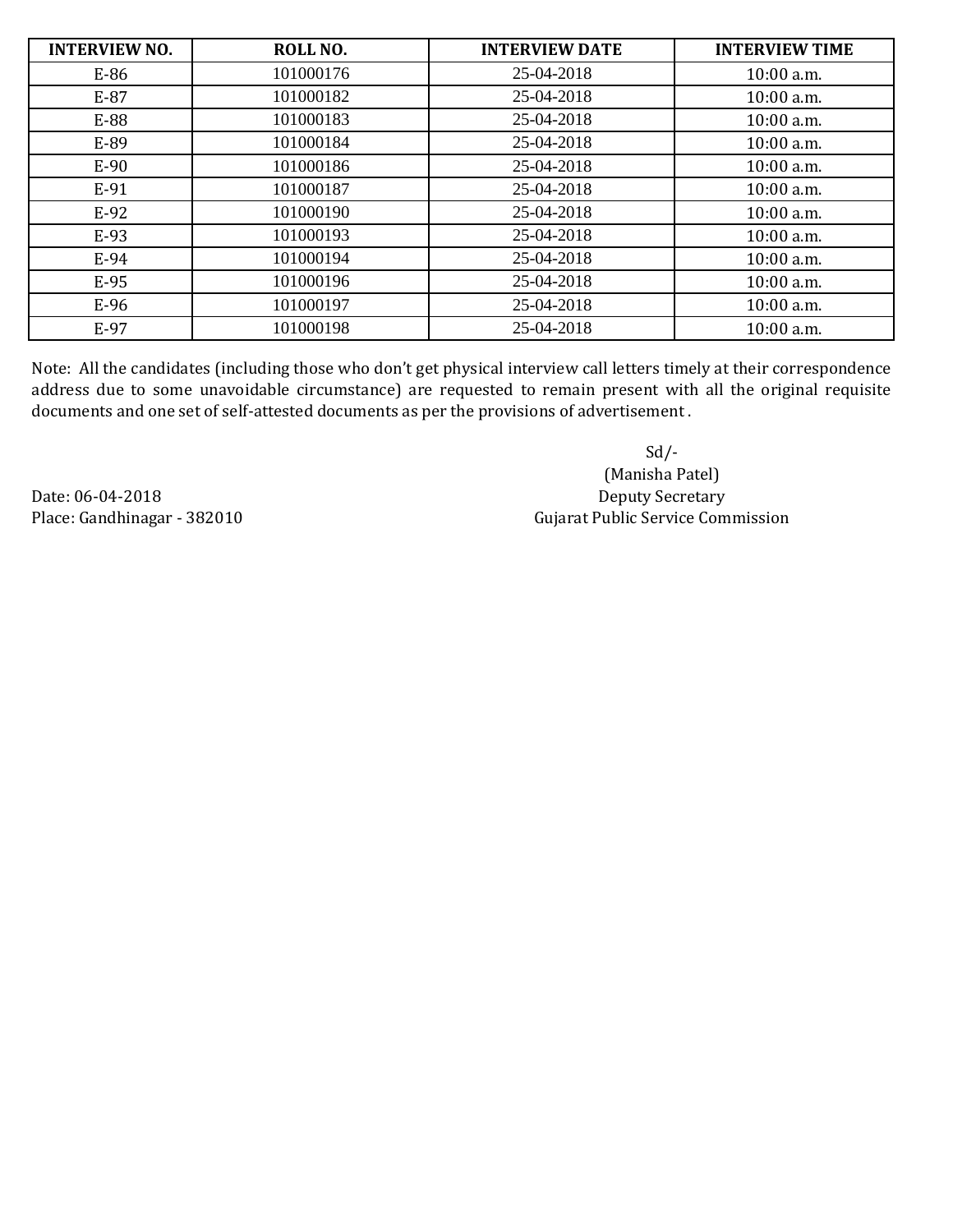| INTERVIEW NO. | ROLL NO. | INTERVIEW DATE | INTERVIEW TIME |
|---|---|---|---|
| E-86 | 101000176 | 25-04-2018 | 10:00 a.m. |
| E-87 | 101000182 | 25-04-2018 | 10:00 a.m. |
| E-88 | 101000183 | 25-04-2018 | 10:00 a.m. |
| E-89 | 101000184 | 25-04-2018 | 10:00 a.m. |
| E-90 | 101000186 | 25-04-2018 | 10:00 a.m. |
| E-91 | 101000187 | 25-04-2018 | 10:00 a.m. |
| E-92 | 101000190 | 25-04-2018 | 10:00 a.m. |
| E-93 | 101000193 | 25-04-2018 | 10:00 a.m. |
| E-94 | 101000194 | 25-04-2018 | 10:00 a.m. |
| E-95 | 101000196 | 25-04-2018 | 10:00 a.m. |
| E-96 | 101000197 | 25-04-2018 | 10:00 a.m. |
| E-97 | 101000198 | 25-04-2018 | 10:00 a.m. |

Note: All the candidates (including those who don't get physical interview call letters timely at their correspondence address due to some unavoidable circumstance) are requested to remain present with all the original requisite documents and one set of self-attested documents as per the provisions of advertisement .

Sd/-
(Manisha Patel)
Deputy Secretary
Gujarat Public Service Commission

Date: 06-04-2018
Place: Gandhinagar - 382010